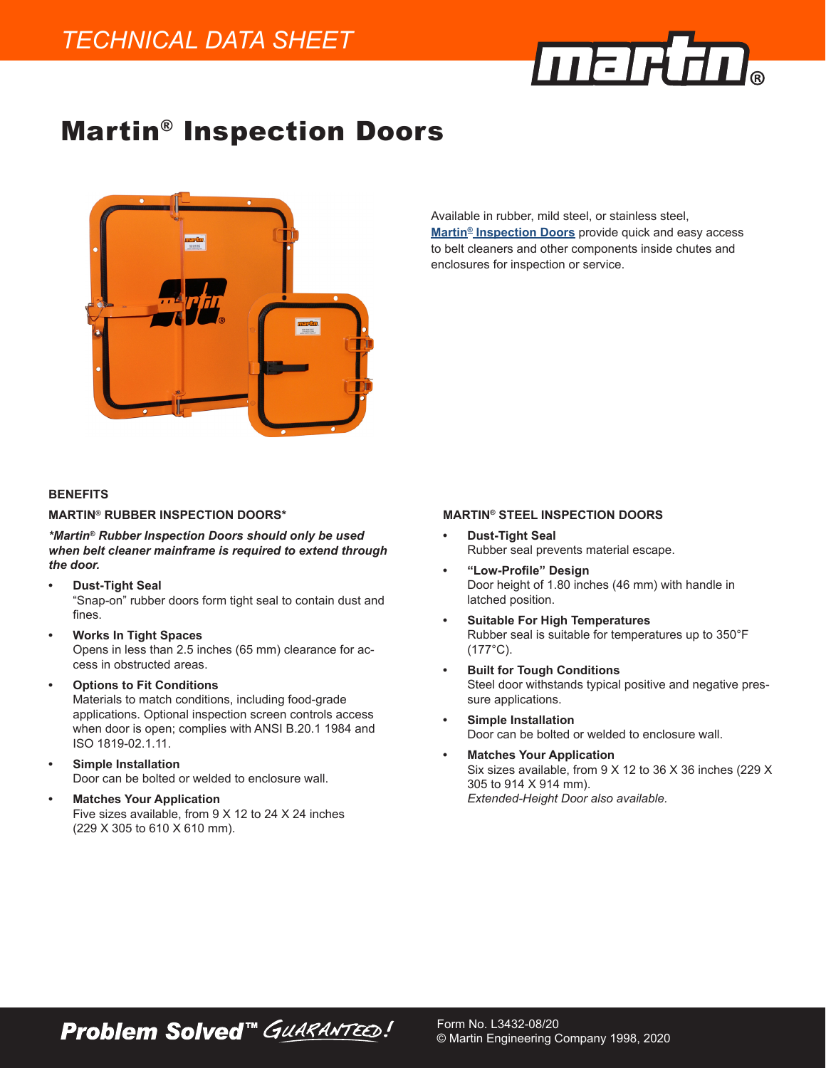# Martin® Inspection Doors

Available in rubber, mild steel, or stainless steel, Martin® Inspection Doors provide quick and easy access to belt cleaners and other components inside chutes and enclosures for inspection or service.

## BENEFITS

### MARTIN® RUBBER INSPECTION DOORS*

***Martin® Rubber Inspection Doors should only be used when belt cleaner mainframe is required to extend through the door.***

- **Dust-Tight Seal**
  "Snap-on" rubber doors form tight seal to contain dust and fines.
- **Works In Tight Spaces**
  Opens in less than 2.5 inches (65 mm) clearance for access in obstructed areas.
- **Options to Fit Conditions**
  Materials to match conditions, including food-grade applications. Optional inspection screen controls access when door is open; complies with ANSI B.20.1 1984 and ISO 1819-02.1.11.
- **Simple Installation**
  Door can be bolted or welded to enclosure wall.
- **Matches Your Application**
  Five sizes available, from 9 X 12 to 24 X 24 inches (229 X 305 to 610 X 610 mm).

### MARTIN® STEEL INSPECTION DOORS

- **Dust-Tight Seal**
  Rubber seal prevents material escape.
- **"Low-Profile" Design**
  Door height of 1.80 inches (46 mm) with handle in latched position.
- **Suitable For High Temperatures**
  Rubber seal is suitable for temperatures up to 350°F (177°C).
- **Built for Tough Conditions**
  Steel door withstands typical positive and negative pressure applications.
- **Simple Installation**
  Door can be bolted or welded to enclosure wall.
- **Matches Your Application**
  Six sizes available, from 9 X 12 to 36 X 36 inches (229 X 305 to 914 X 914 mm).
  *Extended-Height Door also available.*

Problem Solved™ GUARANTEED!

Form No. L3432-08/20
© Martin Engineering Company 1998, 2020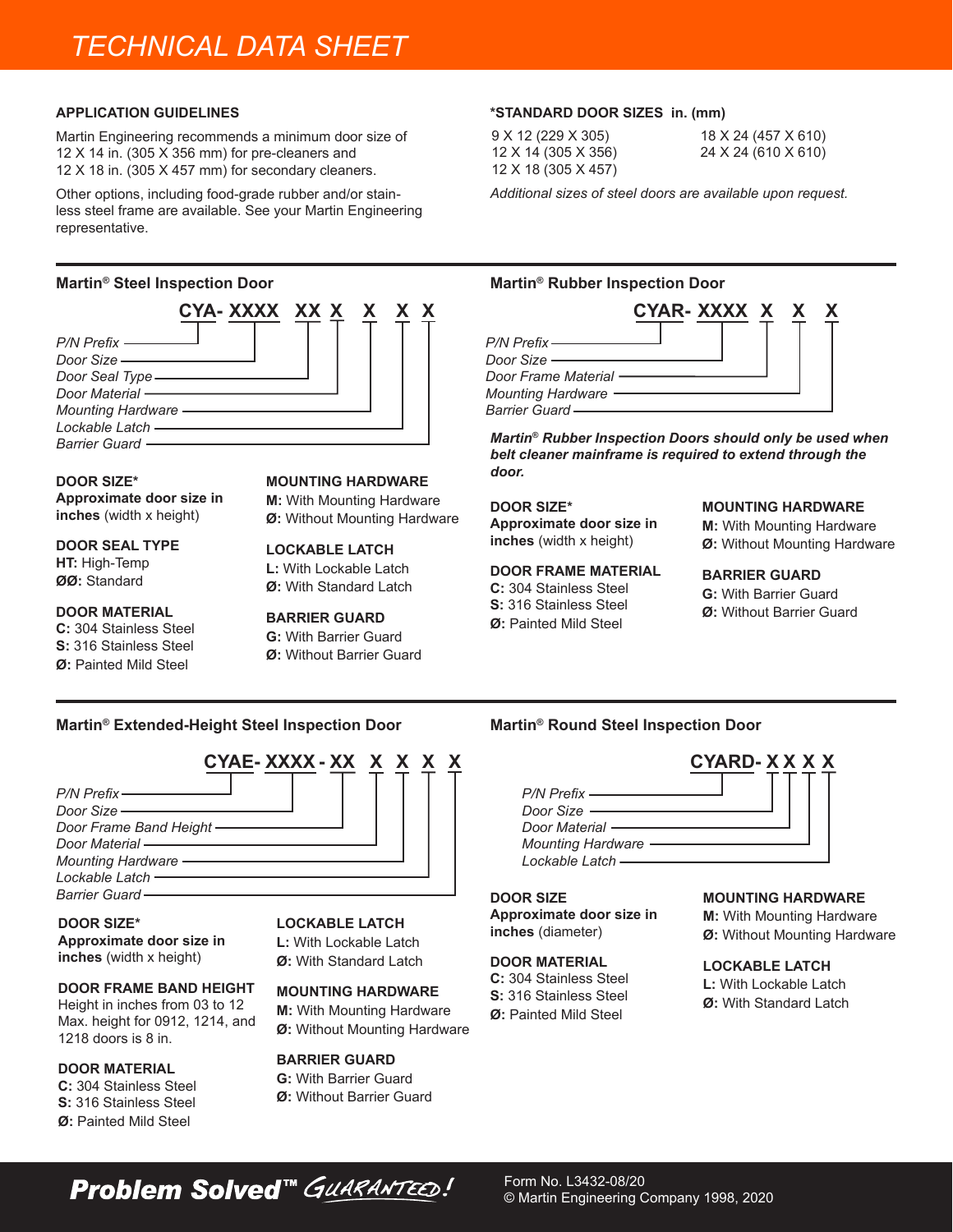# TECHNICAL DATA SHEET

## APPLICATION GUIDELINES

Martin Engineering recommends a minimum door size of 12 X 14 in. (305 X 356 mm) for pre-cleaners and 12 X 18 in. (305 X 457 mm) for secondary cleaners.

Other options, including food-grade rubber and/or stainless steel frame are available. See your Martin Engineering representative.

## *STANDARD DOOR SIZES in. (mm)

- 9 X 12 (229 X 305)
- 12 X 14 (305 X 356)
- 12 X 18 (305 X 457)
- 18 X 24 (457 X 610)
- 24 X 24 (610 X 610)

*Additional sizes of steel doors are available upon request.*

## Martin® Steel Inspection Door

**CYA- XXXX XX X X X X**

- *P/N Prefix*
- *Door Size*
- *Door Seal Type*
- *Door Material*
- *Mounting Hardware*
- *Lockable Latch*
- *Barrier Guard*

**DOOR SIZE***
**Approximate door size in inches** (width x height)

**DOOR SEAL TYPE**
**HT:** High-Temp
**ØØ:** Standard

**DOOR MATERIAL**
**C:** 304 Stainless Steel
**S:** 316 Stainless Steel
**Ø:** Painted Mild Steel

**MOUNTING HARDWARE**
**M:** With Mounting Hardware
**Ø:** Without Mounting Hardware

**LOCKABLE LATCH**
**L:** With Lockable Latch
**Ø:** With Standard Latch

**BARRIER GUARD**
**G:** With Barrier Guard
**Ø:** Without Barrier Guard

## Martin® Rubber Inspection Door

**CYAR- XXXX X X X**

- *P/N Prefix*
- *Door Size*
- *Door Frame Material*
- *Mounting Hardware*
- *Barrier Guard*

***Martin® Rubber Inspection Doors should only be used when belt cleaner mainframe is required to extend through the door.***

**DOOR SIZE***
**Approximate door size in inches** (width x height)

**DOOR FRAME MATERIAL**
**C:** 304 Stainless Steel
**S:** 316 Stainless Steel
**Ø:** Painted Mild Steel

**MOUNTING HARDWARE**
**M:** With Mounting Hardware
**Ø:** Without Mounting Hardware

**BARRIER GUARD**
**G:** With Barrier Guard
**Ø:** Without Barrier Guard

## Martin® Extended-Height Steel Inspection Door

**CYAE- XXXX - XX X X X X**

- *P/N Prefix*
- *Door Size*
- *Door Frame Band Height*
- *Door Material*
- *Mounting Hardware*
- *Lockable Latch*
- *Barrier Guard*

**DOOR SIZE***
**Approximate door size in inches** (width x height)

**DOOR FRAME BAND HEIGHT**
Height in inches from 03 to 12
Max. height for 0912, 1214, and 1218 doors is 8 in.

**DOOR MATERIAL**
**C:** 304 Stainless Steel
**S:** 316 Stainless Steel
**Ø:** Painted Mild Steel

**LOCKABLE LATCH**
**L:** With Lockable Latch
**Ø:** With Standard Latch

**MOUNTING HARDWARE**
**M:** With Mounting Hardware
**Ø:** Without Mounting Hardware

**BARRIER GUARD**
**G:** With Barrier Guard
**Ø:** Without Barrier Guard

## Martin® Round Steel Inspection Door

**CYARD- X X X X**

- *P/N Prefix*
- *Door Size*
- *Door Material*
- *Mounting Hardware*
- *Lockable Latch*

**DOOR SIZE**
**Approximate door size in inches** (diameter)

**DOOR MATERIAL**
**C:** 304 Stainless Steel
**S:** 316 Stainless Steel
**Ø:** Painted Mild Steel

**MOUNTING HARDWARE**
**M:** With Mounting Hardware
**Ø:** Without Mounting Hardware

**LOCKABLE LATCH**
**L:** With Lockable Latch
**Ø:** With Standard Latch

**Problem Solved™** *GUARANTEED!*

Form No. L3432-08/20
© Martin Engineering Company 1998, 2020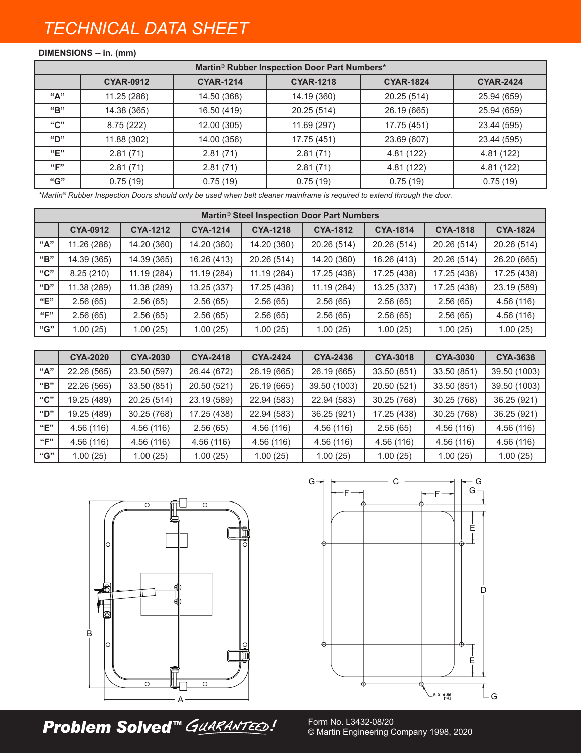# TECHNICAL DATA SHEET

**DIMENSIONS -- in. (mm)**

| Martin® Rubber Inspection Door Part Numbers* | | | | | |
|---|---|---|---|---|---|
| | CYAR-0912 | CYAR-1214 | CYAR-1218 | CYAR-1824 | CYAR-2424 |
| "A" | 11.25 (286) | 14.50 (368) | 14.19 (360) | 20.25 (514) | 25.94 (659) |
| "B" | 14.38 (365) | 16.50 (419) | 20.25 (514) | 26.19 (665) | 25.94 (659) |
| "C" | 8.75 (222) | 12.00 (305) | 11.69 (297) | 17.75 (451) | 23.44 (595) |
| "D" | 11.88 (302) | 14.00 (356) | 17.75 (451) | 23.69 (607) | 23.44 (595) |
| "E" | 2.81 (71) | 2.81 (71) | 2.81 (71) | 4.81 (122) | 4.81 (122) |
| "F" | 2.81 (71) | 2.81 (71) | 2.81 (71) | 4.81 (122) | 4.81 (122) |
| "G" | 0.75 (19) | 0.75 (19) | 0.75 (19) | 0.75 (19) | 0.75 (19) |

*\*Martin® Rubber Inspection Doors should only be used when belt cleaner mainframe is required to extend through the door.*

| Martin® Steel Inspection Door Part Numbers | | | | | | | | |
|---|---|---|---|---|---|---|---|---|
| | CYA-0912 | CYA-1212 | CYA-1214 | CYA-1218 | CYA-1812 | CYA-1814 | CYA-1818 | CYA-1824 |
| "A" | 11.26 (286) | 14.20 (360) | 14.20 (360) | 14.20 (360) | 20.26 (514) | 20.26 (514) | 20.26 (514) | 20.26 (514) |
| "B" | 14.39 (365) | 14.39 (365) | 16.26 (413) | 20.26 (514) | 14.20 (360) | 16.26 (413) | 20.26 (514) | 26.20 (665) |
| "C" | 8.25 (210) | 11.19 (284) | 11.19 (284) | 11.19 (284) | 17.25 (438) | 17.25 (438) | 17.25 (438) | 17.25 (438) |
| "D" | 11.38 (289) | 11.38 (289) | 13.25 (337) | 17.25 (438) | 11.19 (284) | 13.25 (337) | 17.25 (438) | 23.19 (589) |
| "E" | 2.56 (65) | 2.56 (65) | 2.56 (65) | 2.56 (65) | 2.56 (65) | 2.56 (65) | 2.56 (65) | 4.56 (116) |
| "F" | 2.56 (65) | 2.56 (65) | 2.56 (65) | 2.56 (65) | 2.56 (65) | 2.56 (65) | 2.56 (65) | 4.56 (116) |
| "G" | 1.00 (25) | 1.00 (25) | 1.00 (25) | 1.00 (25) | 1.00 (25) | 1.00 (25) | 1.00 (25) | 1.00 (25) |

| | CYA-2020 | CYA-2030 | CYA-2418 | CYA-2424 | CYA-2436 | CYA-3018 | CYA-3030 | CYA-3636 |
|---|---|---|---|---|---|---|---|---|
| "A" | 22.26 (565) | 23.50 (597) | 26.44 (672) | 26.19 (665) | 26.19 (665) | 33.50 (851) | 33.50 (851) | 39.50 (1003) |
| "B" | 22.26 (565) | 33.50 (851) | 20.50 (521) | 26.19 (665) | 39.50 (1003) | 20.50 (521) | 33.50 (851) | 39.50 (1003) |
| "C" | 19.25 (489) | 20.25 (514) | 23.19 (589) | 22.94 (583) | 22.94 (583) | 30.25 (768) | 30.25 (768) | 36.25 (921) |
| "D" | 19.25 (489) | 30.25 (768) | 17.25 (438) | 22.94 (583) | 36.25 (921) | 17.25 (438) | 30.25 (768) | 36.25 (921) |
| "E" | 4.56 (116) | 4.56 (116) | 2.56 (65) | 4.56 (116) | 4.56 (116) | 2.56 (65) | 4.56 (116) | 4.56 (116) |
| "F" | 4.56 (116) | 4.56 (116) | 4.56 (116) | 4.56 (116) | 4.56 (116) | 4.56 (116) | 4.56 (116) | 4.56 (116) |
| "G" | 1.00 (25) | 1.00 (25) | 1.00 (25) | 1.00 (25) | 1.00 (25) | 1.00 (25) | 1.00 (25) | 1.00 (25) |

B

A

G C G F F G E D E G 8 X ⌀.56 [14]

**Problem Solved™** *GUARANTEED!*

Form No. L3432-08/20
© Martin Engineering Company 1998, 2020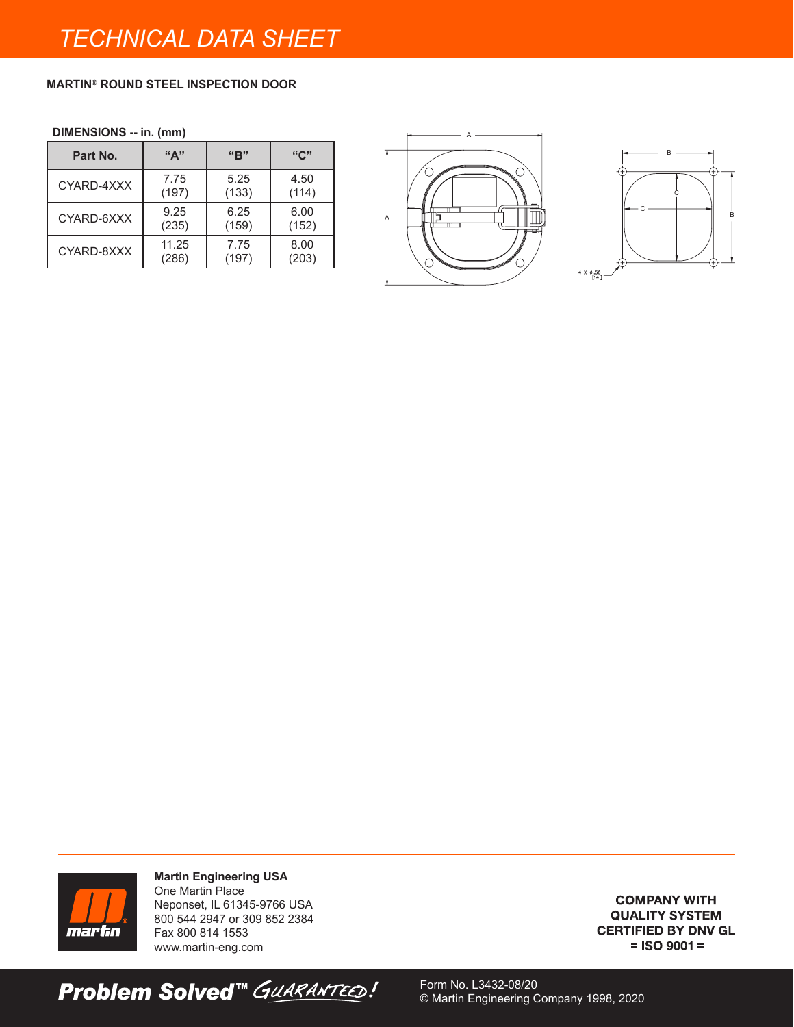# TECHNICAL DATA SHEET

**MARTIN® ROUND STEEL INSPECTION DOOR**

**DIMENSIONS -- in. (mm)**

| Part No. | "A" | "B" | "C" |
|---|---|---|---|
| CYARD-4XXX | 7.75 (197) | 5.25 (133) | 4.50 (114) |
| CYARD-6XXX | 9.25 (235) | 6.25 (159) | 6.00 (152) |
| CYARD-8XXX | 11.25 (286) | 7.75 (197) | 8.00 (203) |

A

A

B

C

C

B

4 X ⌀.56 [14]

**Martin Engineering USA**
One Martin Place
Neponset, IL 61345-9766 USA
800 544 2947 or 309 852 2384
Fax 800 814 1553
www.martin-eng.com

**COMPANY WITH QUALITY SYSTEM CERTIFIED BY DNV GL = ISO 9001 =**

**Problem Solved™** *GUARANTEED!*

Form No. L3432-08/20
© Martin Engineering Company 1998, 2020